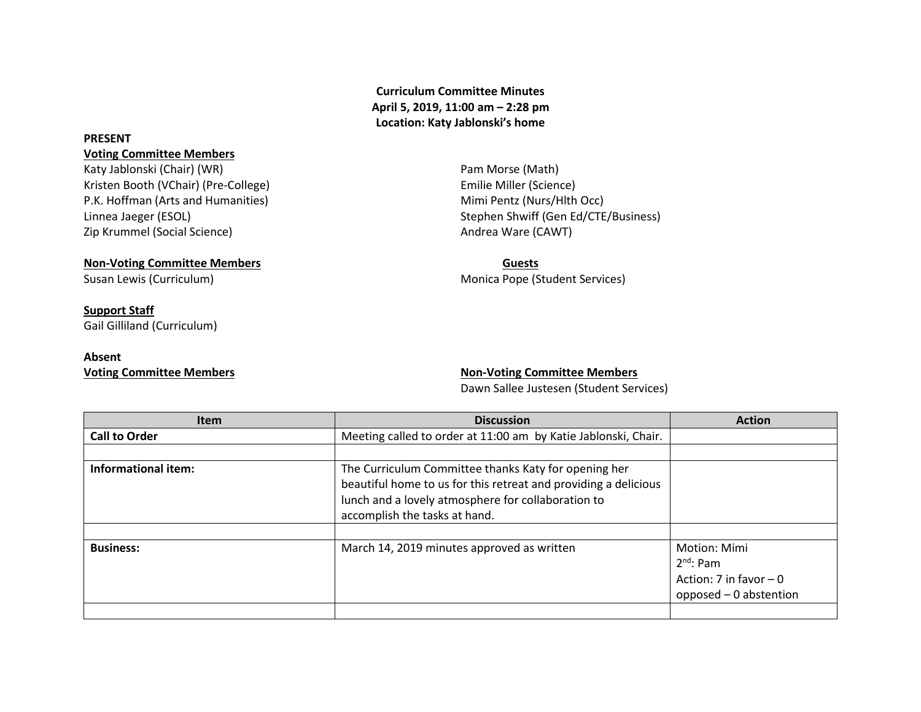**Curriculum Committee Minutes**
**April 5, 2019, 11:00 am – 2:28 pm**
**Location: Katy Jablonski's home**

**PRESENT**

**Voting Committee Members**

Katy Jablonski (Chair) (WR)
Kristen Booth (VChair) (Pre-College)
P.K. Hoffman (Arts and Humanities)
Linnea Jaeger (ESOL)
Zip Krummel (Social Science)
Pam Morse (Math)
Emilie Miller (Science)
Mimi Pentz (Nurs/Hlth Occ)
Stephen Shwiff (Gen Ed/CTE/Business)
Andrea Ware (CAWT)

**Non-Voting Committee Members**

Susan Lewis (Curriculum)

**Guests**

Monica Pope (Student Services)

**Support Staff**

Gail Gilliland (Curriculum)

**Absent**

**Voting Committee Members**

**Non-Voting Committee Members**

Dawn Sallee Justesen (Student Services)

| Item | Discussion | Action |
| --- | --- | --- |
| **Call to Order** | Meeting called to order at 11:00 am by Katie Jablonski, Chair. | |
| | | |
| **Informational item:** | The Curriculum Committee thanks Katy for opening her beautiful home to us for this retreat and providing a delicious lunch and a lovely atmosphere for collaboration to accomplish the tasks at hand. | |
| | | |
| **Business:** | March 14, 2019 minutes approved as written | Motion: Mimi<br>2nd: Pam<br>Action: 7 in favor – 0 opposed – 0 abstention |
| | | |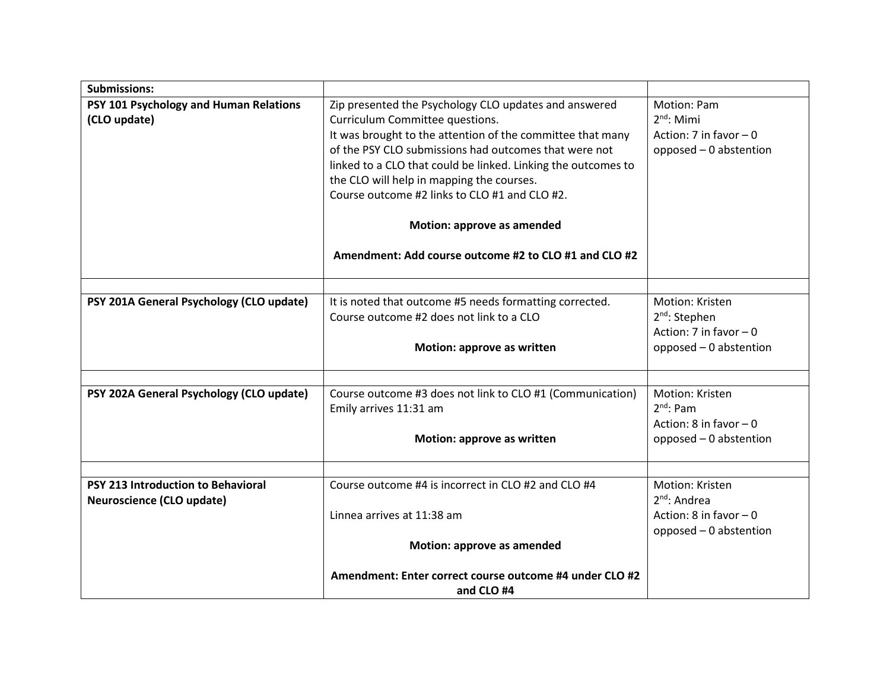| **Submissions:** | | |
|---|---|---|
| **PSY 101 Psychology and Human Relations (CLO update)** | Zip presented the Psychology CLO updates and answered Curriculum Committee questions.<br>It was brought to the attention of the committee that many of the PSY CLO submissions had outcomes that were not linked to a CLO that could be linked. Linking the outcomes to the CLO will help in mapping the courses.<br>Course outcome #2 links to CLO #1 and CLO #2.<br><br>**Motion: approve as amended**<br><br>**Amendment: Add course outcome #2 to CLO #1 and CLO #2** | Motion: Pam<br>2nd: Mimi<br>Action: 7 in favor – 0 opposed – 0 abstention |
| | | |
| **PSY 201A General Psychology (CLO update)** | It is noted that outcome #5 needs formatting corrected.<br>Course outcome #2 does not link to a CLO<br><br>**Motion: approve as written** | Motion: Kristen<br>2nd: Stephen<br>Action: 7 in favor – 0 opposed – 0 abstention |
| | | |
| **PSY 202A General Psychology (CLO update)** | Course outcome #3 does not link to CLO #1 (Communication)<br>Emily arrives 11:31 am<br><br>**Motion: approve as written** | Motion: Kristen<br>2nd: Pam<br>Action: 8 in favor – 0 opposed – 0 abstention |
| | | |
| **PSY 213 Introduction to Behavioral Neuroscience (CLO update)** | Course outcome #4 is incorrect in CLO #2 and CLO #4<br><br>Linnea arrives at 11:38 am<br><br>**Motion: approve as amended**<br><br>**Amendment: Enter correct course outcome #4 under CLO #2 and CLO #4** | Motion: Kristen<br>2nd: Andrea<br>Action: 8 in favor – 0 opposed – 0 abstention |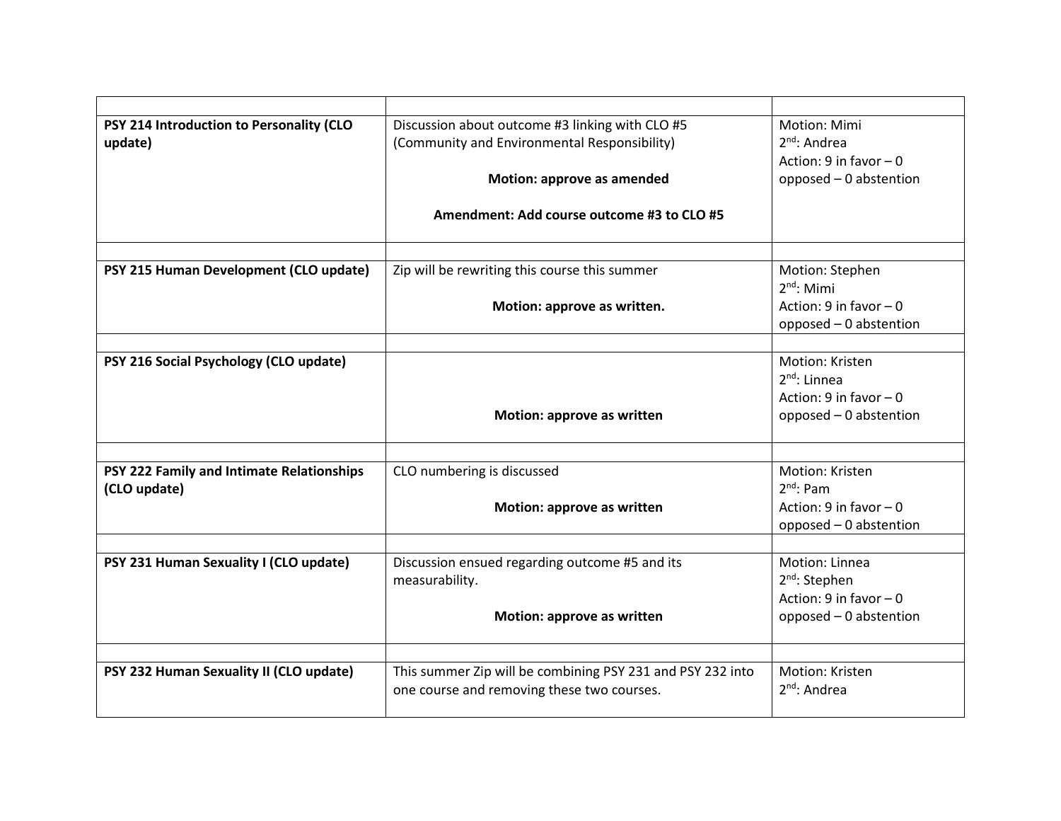| | | |
|---|---|---|
| **PSY 214 Introduction to Personality (CLO update)** | Discussion about outcome #3 linking with CLO #5 (Community and Environmental Responsibility)<br><br>**Motion: approve as amended**<br><br>**Amendment: Add course outcome #3 to CLO #5** | Motion: Mimi<br>2nd: Andrea<br>Action: 9 in favor – 0 opposed – 0 abstention |
| | | |
| **PSY 215 Human Development (CLO update)** | Zip will be rewriting this course this summer<br><br>**Motion: approve as written.** | Motion: Stephen<br>2nd: Mimi<br>Action: 9 in favor – 0 opposed – 0 abstention |
| | | |
| **PSY 216 Social Psychology (CLO update)** | **Motion: approve as written** | Motion: Kristen<br>2nd: Linnea<br>Action: 9 in favor – 0 opposed – 0 abstention |
| | | |
| **PSY 222 Family and Intimate Relationships (CLO update)** | CLO numbering is discussed<br><br>**Motion: approve as written** | Motion: Kristen<br>2nd: Pam<br>Action: 9 in favor – 0 opposed – 0 abstention |
| | | |
| **PSY 231 Human Sexuality I (CLO update)** | Discussion ensued regarding outcome #5 and its measurability.<br><br>**Motion: approve as written** | Motion: Linnea<br>2nd: Stephen<br>Action: 9 in favor – 0 opposed – 0 abstention |
| | | |
| **PSY 232 Human Sexuality II (CLO update)** | This summer Zip will be combining PSY 231 and PSY 232 into one course and removing these two courses. | Motion: Kristen<br>2nd: Andrea |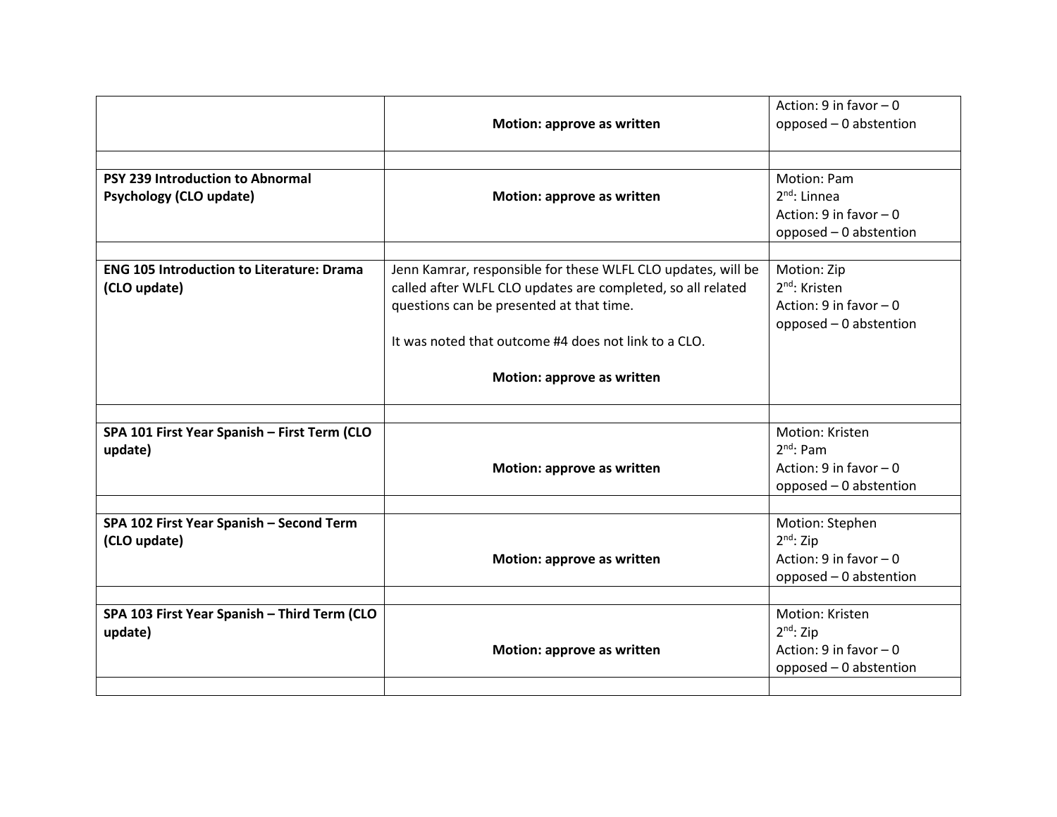| | | |
|---|---|---|
| | **Motion: approve as written** | Action: 9 in favor – 0 opposed – 0 abstention |
| | | |
| **PSY 239 Introduction to Abnormal Psychology (CLO update)** | **Motion: approve as written** | Motion: Pam<br>2nd: Linnea<br>Action: 9 in favor – 0 opposed – 0 abstention |
| | | |
| **ENG 105 Introduction to Literature: Drama (CLO update)** | Jenn Kamrar, responsible for these WLFL CLO updates, will be called after WLFL CLO updates are completed, so all related questions can be presented at that time.<br><br>It was noted that outcome #4 does not link to a CLO.<br><br>**Motion: approve as written** | Motion: Zip<br>2nd: Kristen<br>Action: 9 in favor – 0 opposed – 0 abstention |
| | | |
| **SPA 101 First Year Spanish – First Term (CLO update)** | **Motion: approve as written** | Motion: Kristen<br>2nd: Pam<br>Action: 9 in favor – 0 opposed – 0 abstention |
| | | |
| **SPA 102 First Year Spanish – Second Term (CLO update)** | **Motion: approve as written** | Motion: Stephen<br>2nd: Zip<br>Action: 9 in favor – 0 opposed – 0 abstention |
| | | |
| **SPA 103 First Year Spanish – Third Term (CLO update)** | **Motion: approve as written** | Motion: Kristen<br>2nd: Zip<br>Action: 9 in favor – 0 opposed – 0 abstention |
| | | |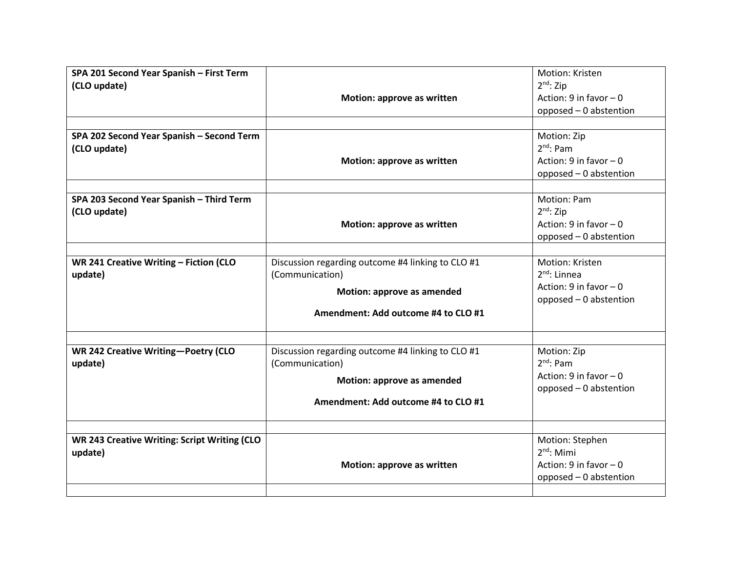| | | |
|---|---|---|
| **SPA 201 Second Year Spanish – First Term (CLO update)** | **Motion: approve as written** | Motion: Kristen<br>2nd: Zip<br>Action: 9 in favor – 0 opposed – 0 abstention |
| | | |
| **SPA 202 Second Year Spanish – Second Term (CLO update)** | **Motion: approve as written** | Motion: Zip<br>2nd: Pam<br>Action: 9 in favor – 0 opposed – 0 abstention |
| | | |
| **SPA 203 Second Year Spanish – Third Term (CLO update)** | **Motion: approve as written** | Motion: Pam<br>2nd: Zip<br>Action: 9 in favor – 0 opposed – 0 abstention |
| | | |
| **WR 241 Creative Writing – Fiction (CLO update)** | Discussion regarding outcome #4 linking to CLO #1 (Communication)<br>**Motion: approve as amended**<br>**Amendment: Add outcome #4 to CLO #1** | Motion: Kristen<br>2nd: Linnea<br>Action: 9 in favor – 0 opposed – 0 abstention |
| | | |
| **WR 242 Creative Writing—Poetry (CLO update)** | Discussion regarding outcome #4 linking to CLO #1 (Communication)<br>**Motion: approve as amended**<br>**Amendment: Add outcome #4 to CLO #1** | Motion: Zip<br>2nd: Pam<br>Action: 9 in favor – 0 opposed – 0 abstention |
| | | |
| **WR 243 Creative Writing: Script Writing (CLO update)** | **Motion: approve as written** | Motion: Stephen<br>2nd: Mimi<br>Action: 9 in favor – 0 opposed – 0 abstention |
| | | |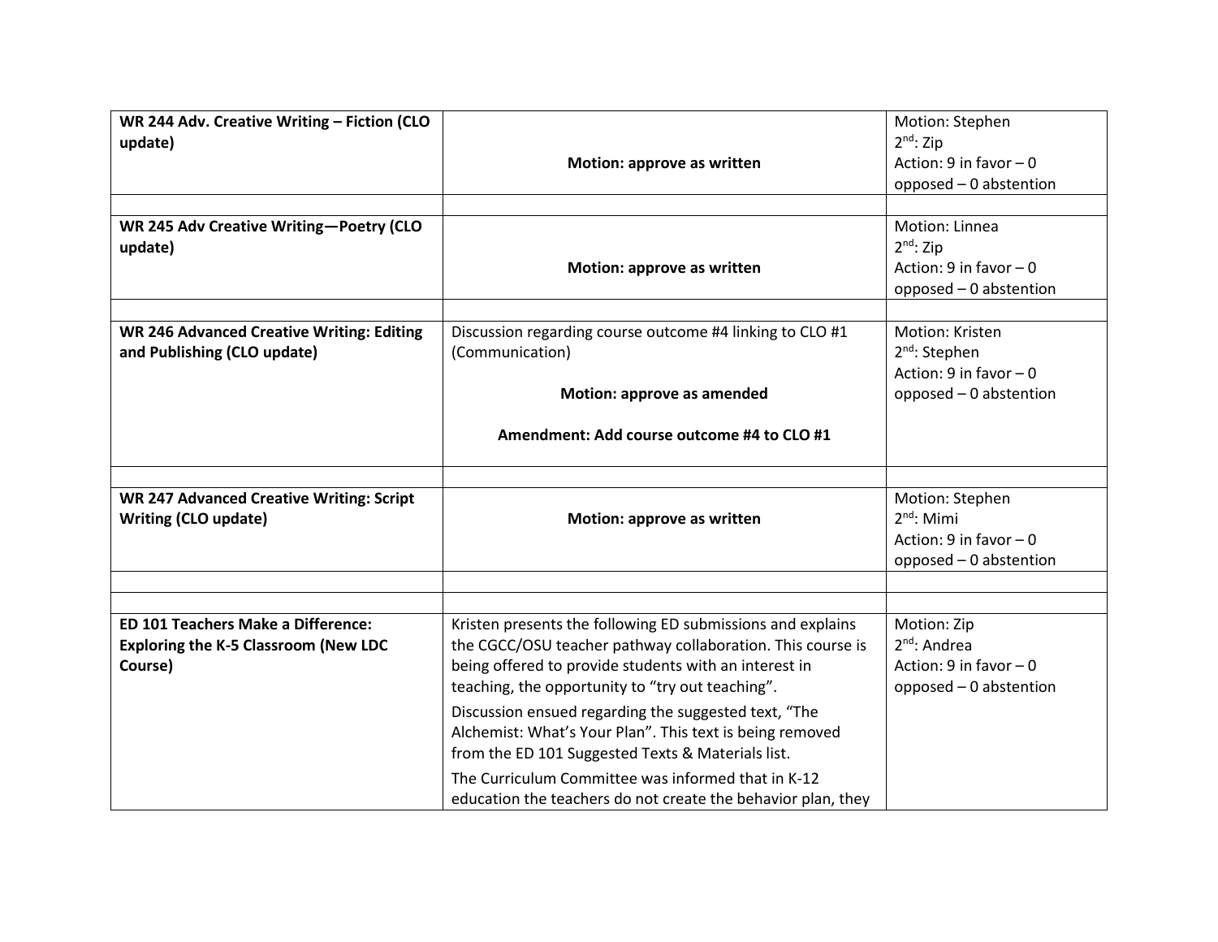| | | |
|---|---|---|
| **WR 244 Adv. Creative Writing – Fiction (CLO update)** | **Motion: approve as written** | Motion: Stephen<br>2nd: Zip<br>Action: 9 in favor – 0 opposed – 0 abstention |
| | | |
| **WR 245 Adv Creative Writing—Poetry (CLO update)** | **Motion: approve as written** | Motion: Linnea<br>2nd: Zip<br>Action: 9 in favor – 0 opposed – 0 abstention |
| | | |
| **WR 246 Advanced Creative Writing: Editing and Publishing (CLO update)** | Discussion regarding course outcome #4 linking to CLO #1 (Communication)<br><br>**Motion: approve as amended**<br><br>**Amendment: Add course outcome #4 to CLO #1** | Motion: Kristen<br>2nd: Stephen<br>Action: 9 in favor – 0 opposed – 0 abstention |
| | | |
| **WR 247 Advanced Creative Writing: Script Writing (CLO update)** | **Motion: approve as written** | Motion: Stephen<br>2nd: Mimi<br>Action: 9 in favor – 0 opposed – 0 abstention |
| | | |
| | | |
| **ED 101 Teachers Make a Difference: Exploring the K-5 Classroom (New LDC Course)** | Kristen presents the following ED submissions and explains the CGCC/OSU teacher pathway collaboration. This course is being offered to provide students with an interest in teaching, the opportunity to "try out teaching".<br>Discussion ensued regarding the suggested text, "The Alchemist: What's Your Plan". This text is being removed from the ED 101 Suggested Texts & Materials list.<br>The Curriculum Committee was informed that in K-12 education the teachers do not create the behavior plan, they | Motion: Zip<br>2nd: Andrea<br>Action: 9 in favor – 0 opposed – 0 abstention |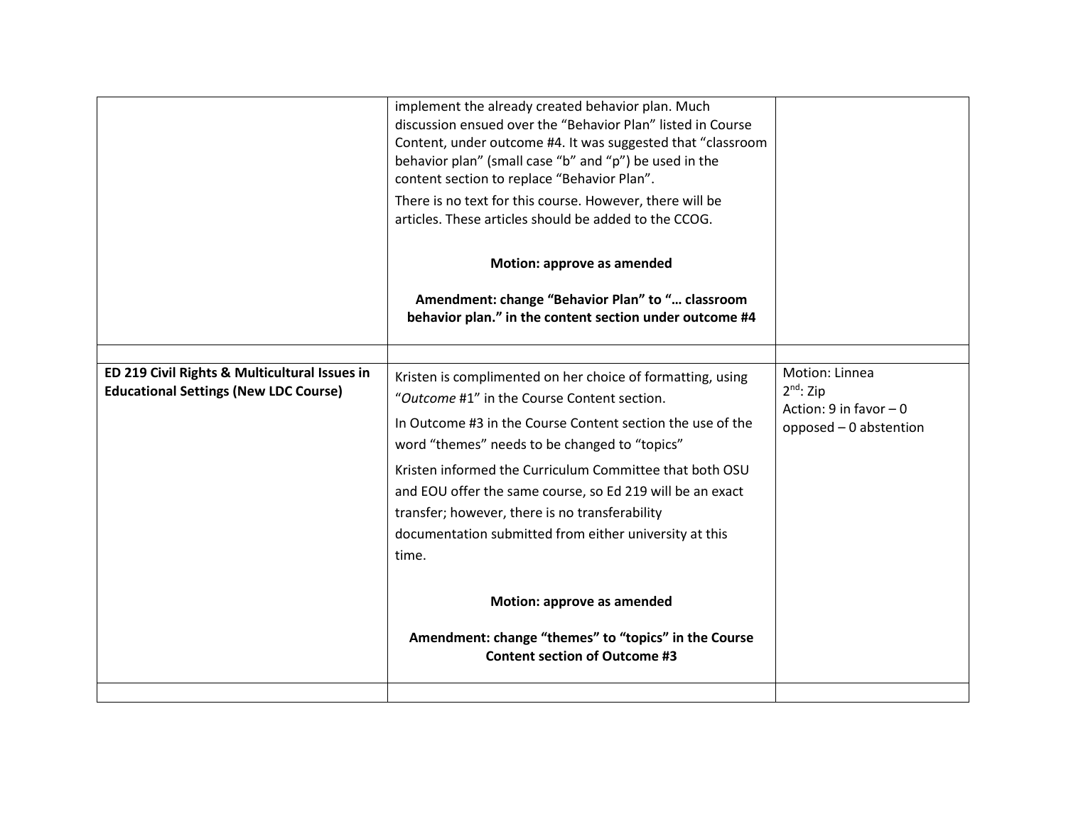| | | |
|---|---|---|
| | implement the already created behavior plan. Much discussion ensued over the "Behavior Plan" listed in Course Content, under outcome #4. It was suggested that "classroom behavior plan" (small case "b" and "p") be used in the content section to replace "Behavior Plan".<br><br>There is no text for this course. However, there will be articles. These articles should be added to the CCOG.<br><br>**Motion: approve as amended**<br><br>**Amendment: change "Behavior Plan" to "… classroom behavior plan." in the content section under outcome #4** | |
| | | |
| **ED 219 Civil Rights & Multicultural Issues in Educational Settings (New LDC Course)** | Kristen is complimented on her choice of formatting, using "*Outcome* #1" in the Course Content section.<br><br>In Outcome #3 in the Course Content section the use of the word "themes" needs to be changed to "topics"<br><br>Kristen informed the Curriculum Committee that both OSU and EOU offer the same course, so Ed 219 will be an exact transfer; however, there is no transferability documentation submitted from either university at this time.<br><br>**Motion: approve as amended**<br><br>**Amendment: change "themes" to "topics" in the Course Content section of Outcome #3** | Motion: Linnea<br>2nd: Zip<br>Action: 9 in favor – 0 opposed – 0 abstention |
| | | |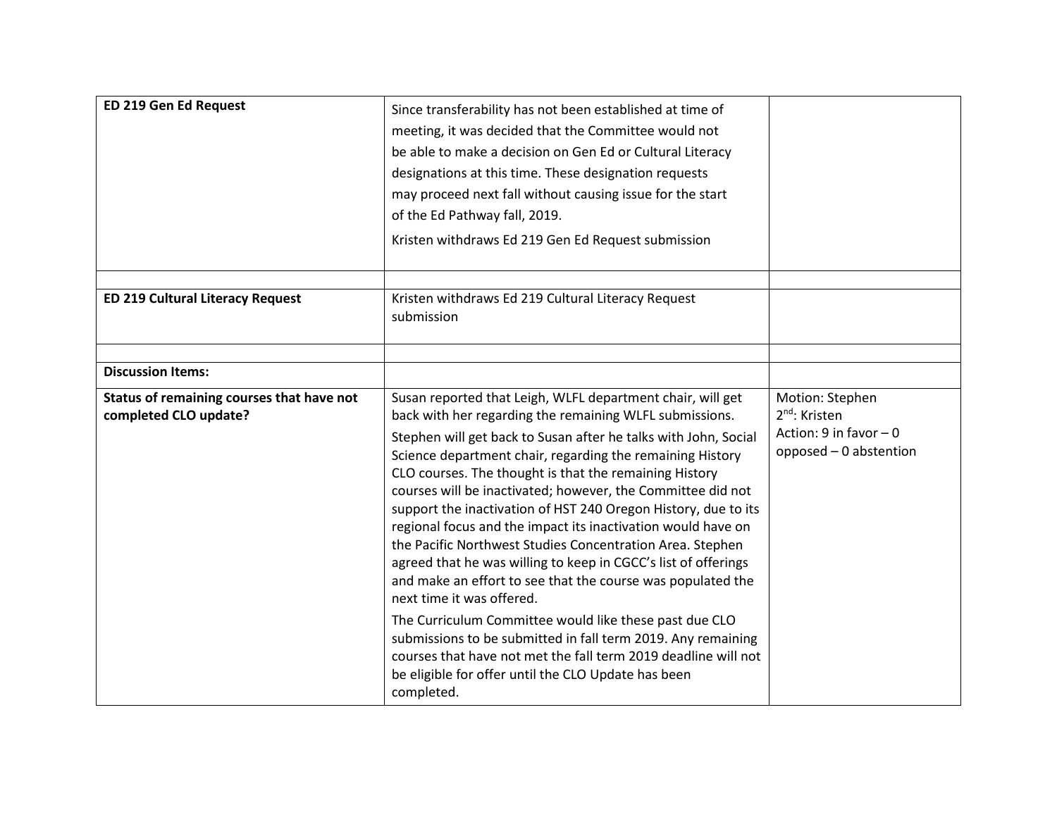| | | |
|---|---|---|
| **ED 219 Gen Ed Request** | Since transferability has not been established at time of meeting, it was decided that the Committee would not be able to make a decision on Gen Ed or Cultural Literacy designations at this time. These designation requests may proceed next fall without causing issue for the start of the Ed Pathway fall, 2019.<br><br>Kristen withdraws Ed 219 Gen Ed Request submission | |
| | | |
| **ED 219 Cultural Literacy Request** | Kristen withdraws Ed 219 Cultural Literacy Request submission | |
| | | |
| **Discussion Items:** | | |
| **Status of remaining courses that have not completed CLO update?** | Susan reported that Leigh, WLFL department chair, will get back with her regarding the remaining WLFL submissions.<br><br>Stephen will get back to Susan after he talks with John, Social Science department chair, regarding the remaining History CLO courses. The thought is that the remaining History courses will be inactivated; however, the Committee did not support the inactivation of HST 240 Oregon History, due to its regional focus and the impact its inactivation would have on the Pacific Northwest Studies Concentration Area. Stephen agreed that he was willing to keep in CGCC's list of offerings and make an effort to see that the course was populated the next time it was offered.<br><br>The Curriculum Committee would like these past due CLO submissions to be submitted in fall term 2019. Any remaining courses that have not met the fall term 2019 deadline will not be eligible for offer until the CLO Update has been completed. | Motion: Stephen<br>2nd: Kristen<br>Action: 9 in favor – 0 opposed – 0 abstention |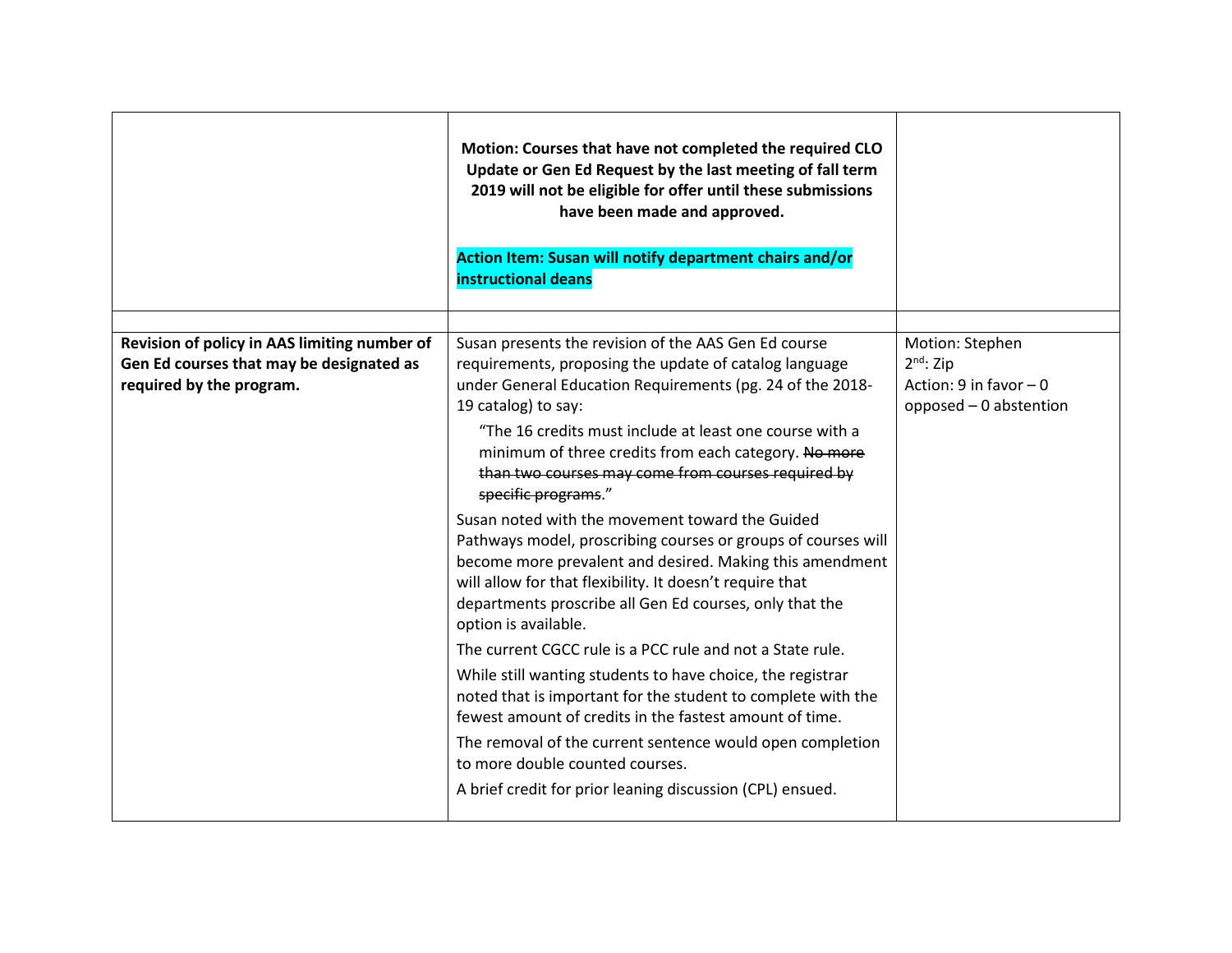| | | |
|---|---|---|
| | **Motion: Courses that have not completed the required CLO Update or Gen Ed Request by the last meeting of fall term 2019 will not be eligible for offer until these submissions have been made and approved.**<br><br>**Action Item: Susan will notify department chairs and/or instructional deans** | |
| | | |
| **Revision of policy in AAS limiting number of Gen Ed courses that may be designated as required by the program.** | Susan presents the revision of the AAS Gen Ed course requirements, proposing the update of catalog language under General Education Requirements (pg. 24 of the 2018-19 catalog) to say:<br>"The 16 credits must include at least one course with a minimum of three credits from each category. ~~No more than two courses may come from courses required by specific programs~~."<br>Susan noted with the movement toward the Guided Pathways model, proscribing courses or groups of courses will become more prevalent and desired. Making this amendment will allow for that flexibility. It doesn't require that departments proscribe all Gen Ed courses, only that the option is available.<br>The current CGCC rule is a PCC rule and not a State rule.<br>While still wanting students to have choice, the registrar noted that is important for the student to complete with the fewest amount of credits in the fastest amount of time.<br>The removal of the current sentence would open completion to more double counted courses.<br>A brief credit for prior leaning discussion (CPL) ensued. | Motion: Stephen<br>2nd: Zip<br>Action: 9 in favor – 0 opposed – 0 abstention |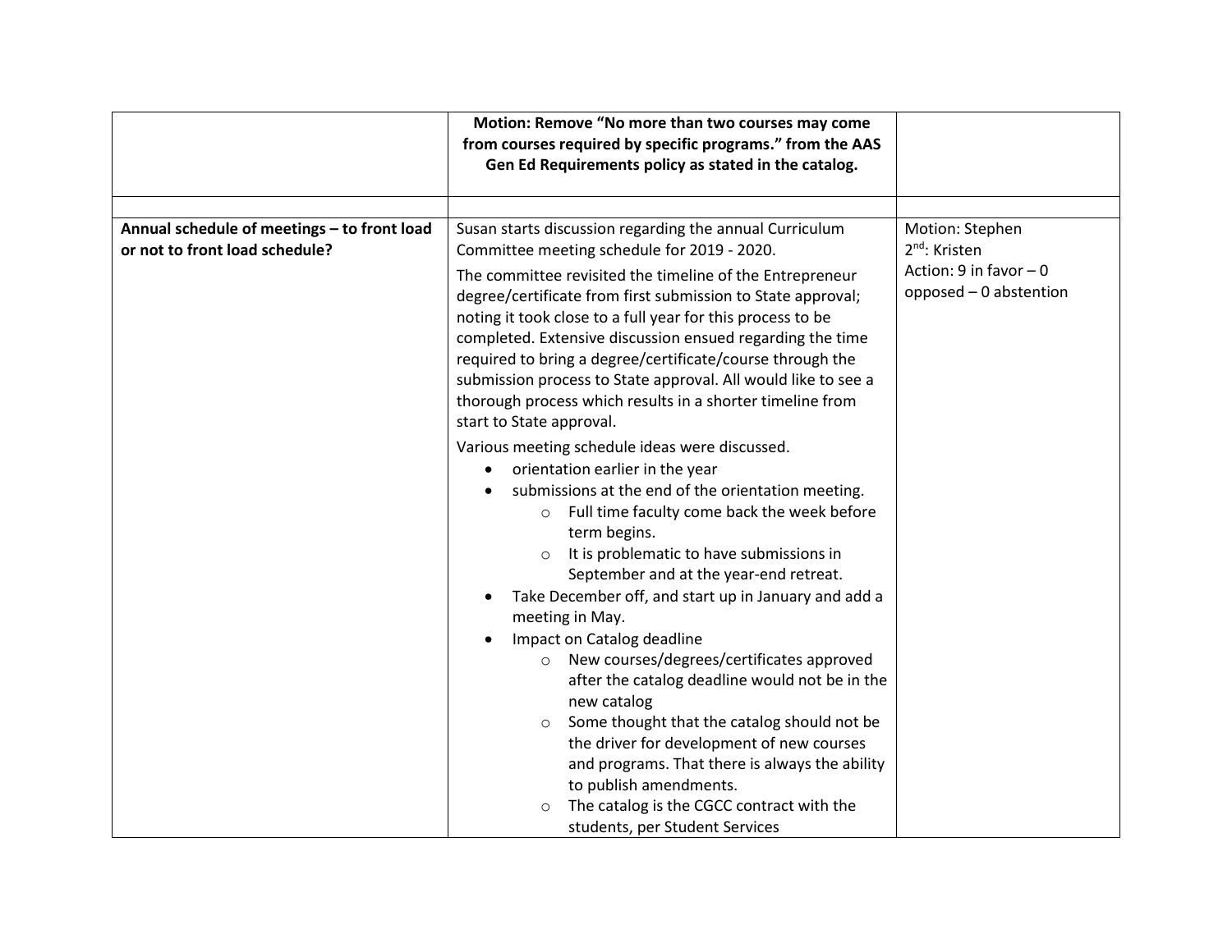| | | |
|---|---|---|
| | **Motion: Remove "No more than two courses may come from courses required by specific programs." from the AAS Gen Ed Requirements policy as stated in the catalog.** | |
| | | |
| **Annual schedule of meetings – to front load or not to front load schedule?** | Susan starts discussion regarding the annual Curriculum Committee meeting schedule for 2019 - 2020.<br><br>The committee revisited the timeline of the Entrepreneur degree/certificate from first submission to State approval; noting it took close to a full year for this process to be completed. Extensive discussion ensued regarding the time required to bring a degree/certificate/course through the submission process to State approval. All would like to see a thorough process which results in a shorter timeline from start to State approval.<br><br>Various meeting schedule ideas were discussed.<br>• orientation earlier in the year<br>• submissions at the end of the orientation meeting.<br>&nbsp;&nbsp;&nbsp;&nbsp;○ Full time faculty come back the week before term begins.<br>&nbsp;&nbsp;&nbsp;&nbsp;○ It is problematic to have submissions in September and at the year-end retreat.<br>• Take December off, and start up in January and add a meeting in May.<br>• Impact on Catalog deadline<br>&nbsp;&nbsp;&nbsp;&nbsp;○ New courses/degrees/certificates approved after the catalog deadline would not be in the new catalog<br>&nbsp;&nbsp;&nbsp;&nbsp;○ Some thought that the catalog should not be the driver for development of new courses and programs. That there is always the ability to publish amendments.<br>&nbsp;&nbsp;&nbsp;&nbsp;○ The catalog is the CGCC contract with the students, per Student Services | Motion: Stephen<br>2nd: Kristen<br>Action: 9 in favor – 0 opposed – 0 abstention |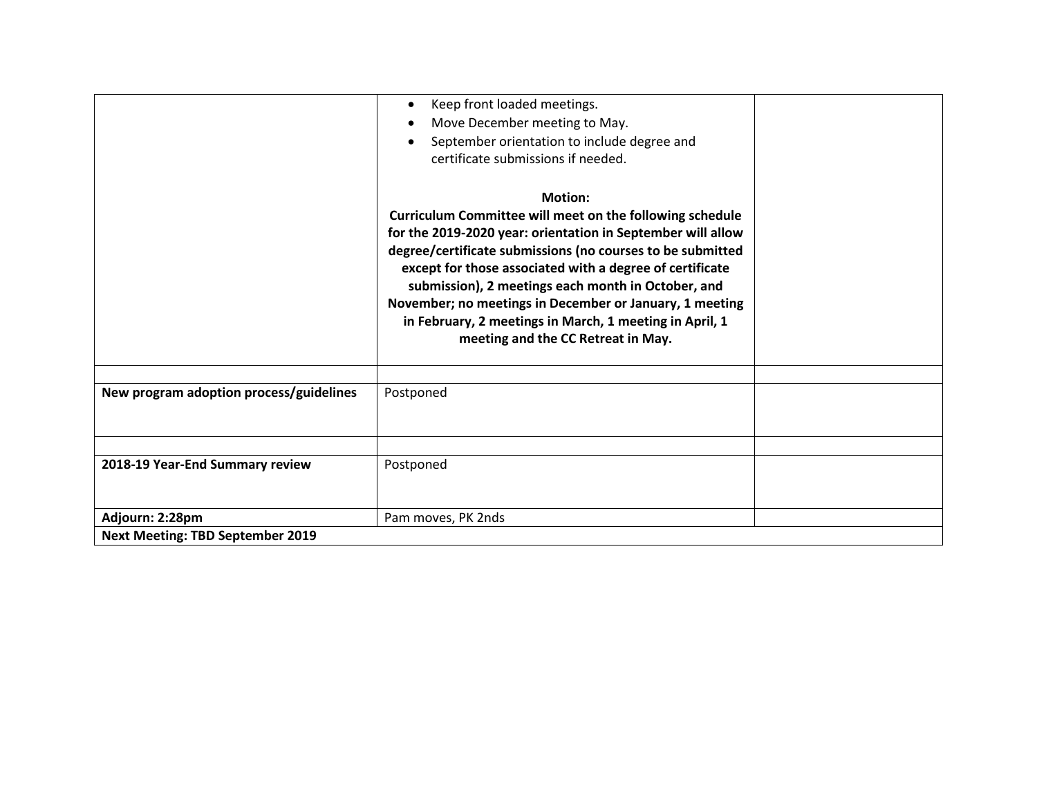| | | |
|---|---|---|
| | <ul><li>Keep front loaded meetings.</li><li>Move December meeting to May.</li><li>September orientation to include degree and certificate submissions if needed.</li></ul>**Motion:**<br>**Curriculum Committee will meet on the following schedule for the 2019-2020 year: orientation in September will allow degree/certificate submissions (no courses to be submitted except for those associated with a degree of certificate submission), 2 meetings each month in October, and November; no meetings in December or January, 1 meeting in February, 2 meetings in March, 1 meeting in April, 1 meeting and the CC Retreat in May.** | |
| | | |
| **New program adoption process/guidelines** | Postponed | |
| | | |
| **2018-19 Year-End Summary review** | Postponed | |
| **Adjourn: 2:28pm** | Pam moves, PK 2nds | |
| **Next Meeting: TBD September 2019** | | |